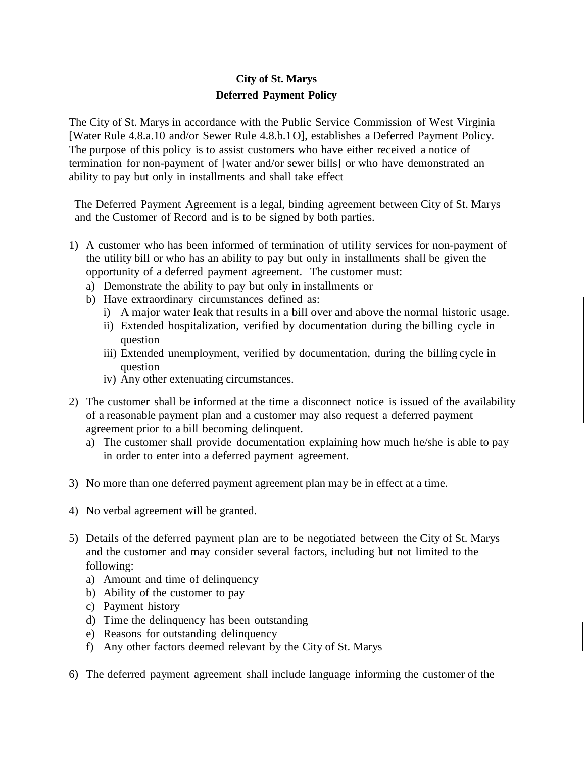**City of St. Marys**

**Deferred Payment Policy**

The City of St. Marys in accordance with the Public Service Commission of West Virginia [Water Rule 4.8.a.10 and/or Sewer Rule 4.8.b.1O], establishes a Deferred Payment Policy. The purpose of this policy is to assist customers who have either received a notice of termination for non-payment of [water and/or sewer bills] or who have demonstrated an ability to pay but only in installments and shall take effect_______________

The Deferred Payment Agreement is a legal, binding agreement between City of St. Marys and the Customer of Record and is to be signed by both parties.

1) A customer who has been informed of termination of utility services for non-payment of the utility bill or who has an ability to pay but only in installments shall be given the opportunity of a deferred payment agreement. The customer must:
   a) Demonstrate the ability to pay but only in installments or
   b) Have extraordinary circumstances defined as:
      i) A major water leak that results in a bill over and above the normal historic usage.
      ii) Extended hospitalization, verified by documentation during the billing cycle in question
      iii) Extended unemployment, verified by documentation, during the billing cycle in question
      iv) Any other extenuating circumstances.

2) The customer shall be informed at the time a disconnect notice is issued of the availability of a reasonable payment plan and a customer may also request a deferred payment agreement prior to a bill becoming delinquent.
   a) The customer shall provide documentation explaining how much he/she is able to pay in order to enter into a deferred payment agreement.

3) No more than one deferred payment agreement plan may be in effect at a time.

4) No verbal agreement will be granted.

5) Details of the deferred payment plan are to be negotiated between the City of St. Marys and the customer and may consider several factors, including but not limited to the following:
   a) Amount and time of delinquency
   b) Ability of the customer to pay
   c) Payment history
   d) Time the delinquency has been outstanding
   e) Reasons for outstanding delinquency
   f) Any other factors deemed relevant by the City of St. Marys

6) The deferred payment agreement shall include language informing the customer of the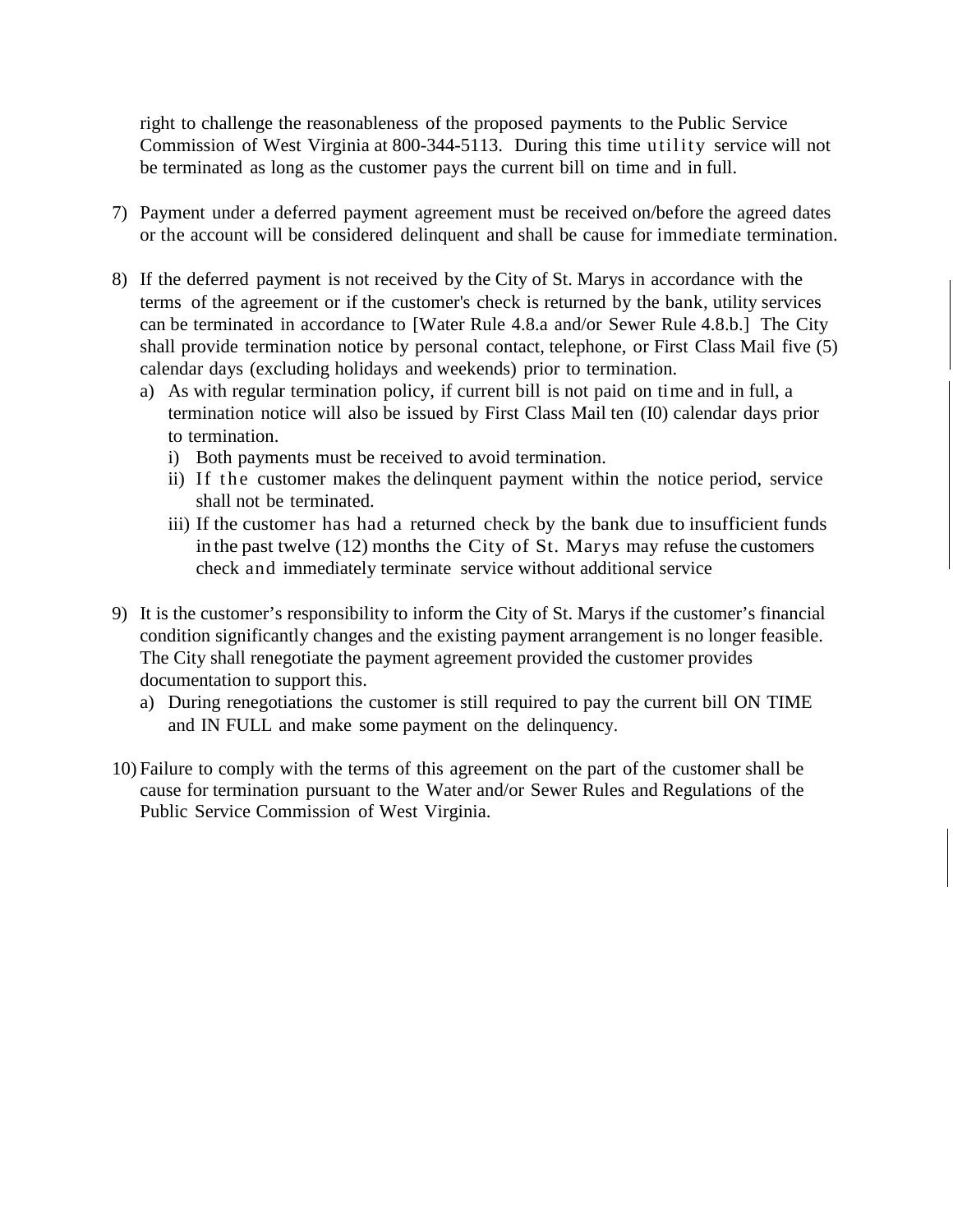right to challenge the reasonableness of the proposed payments to the Public Service Commission of West Virginia at 800-344-5113. During this time utility service will not be terminated as long as the customer pays the current bill on time and in full.

7) Payment under a deferred payment agreement must be received on/before the agreed dates or the account will be considered delinquent and shall be cause for immediate termination.

8) If the deferred payment is not received by the City of St. Marys in accordance with the terms of the agreement or if the customer's check is returned by the bank, utility services can be terminated in accordance to [Water Rule 4.8.a and/or Sewer Rule 4.8.b.] The City shall provide termination notice by personal contact, telephone, or First Class Mail five (5) calendar days (excluding holidays and weekends) prior to termination.
   a) As with regular termination policy, if current bill is not paid on time and in full, a termination notice will also be issued by First Class Mail ten (I0) calendar days prior to termination.
      i) Both payments must be received to avoid termination.
      ii) If the customer makes the delinquent payment within the notice period, service shall not be terminated.
      iii) If the customer has had a returned check by the bank due to insufficient funds in the past twelve (12) months the City of St. Marys may refuse the customers check and immediately terminate service without additional service

9) It is the customer's responsibility to inform the City of St. Marys if the customer's financial condition significantly changes and the existing payment arrangement is no longer feasible. The City shall renegotiate the payment agreement provided the customer provides documentation to support this.
   a) During renegotiations the customer is still required to pay the current bill ON TIME and IN FULL and make some payment on the delinquency.

10) Failure to comply with the terms of this agreement on the part of the customer shall be cause for termination pursuant to the Water and/or Sewer Rules and Regulations of the Public Service Commission of West Virginia.